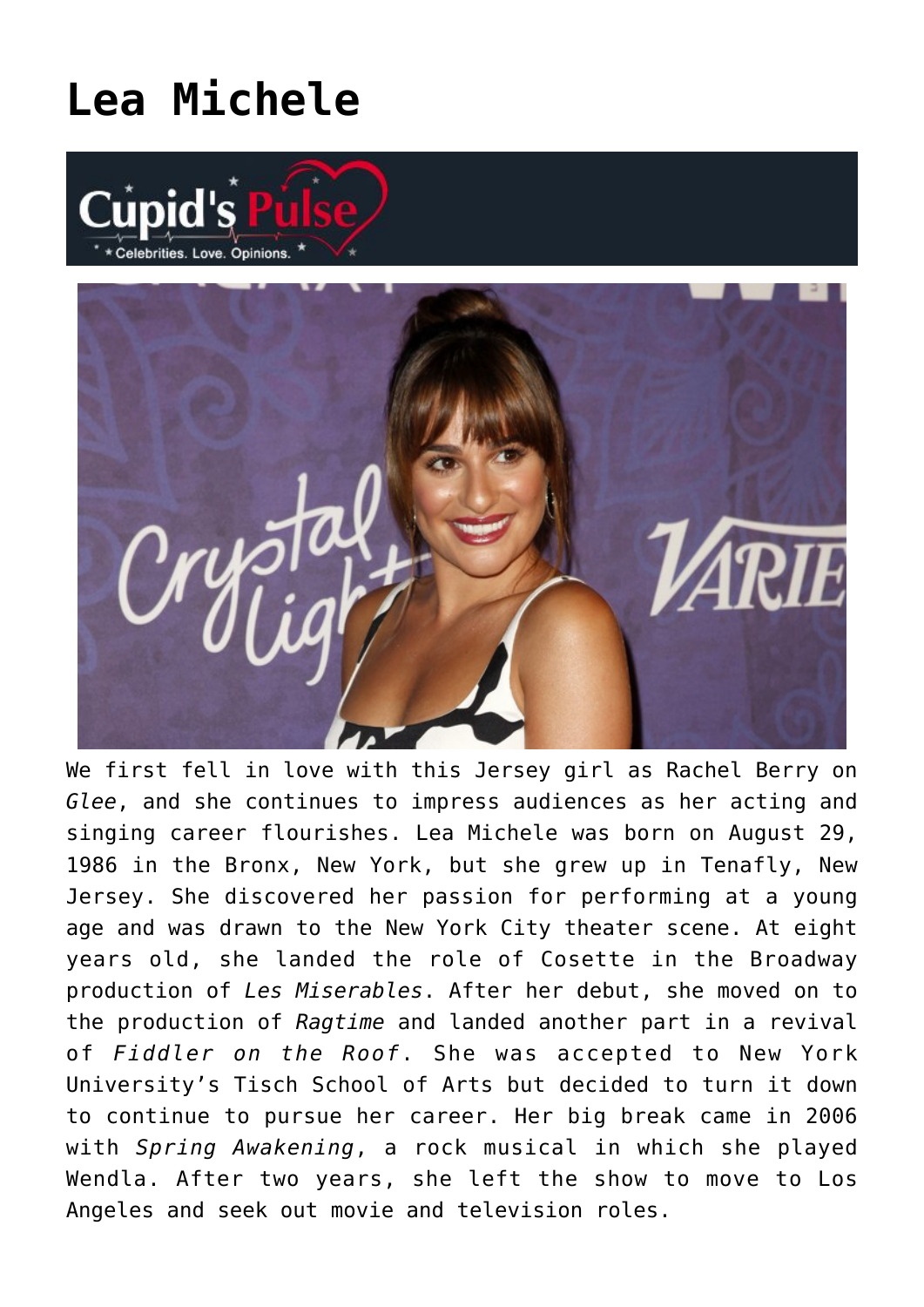# Lea Michele

We first fell in love with this Jersey girl as Rachel Berry on *Glee*, and she continues to impress audiences as her acting and singing career flourishes. Lea Michele was born on August 29, 1986 in the Bronx, New York, but she grew up in Tenafly, New Jersey. She discovered her passion for performing at a young age and was drawn to the New York City theater scene. At eight years old, she landed the role of Cosette in the Broadway production of *Les Miserables*. After her debut, she moved on to the production of *Ragtime* and landed another part in a revival of *Fiddler on the Roof*. She was accepted to New York University's Tisch School of Arts but decided to turn it down to continue to pursue her career. Her big break came in 2006 with *Spring Awakening*, a rock musical in which she played Wendla. After two years, she left the show to move to Los Angeles and seek out movie and television roles.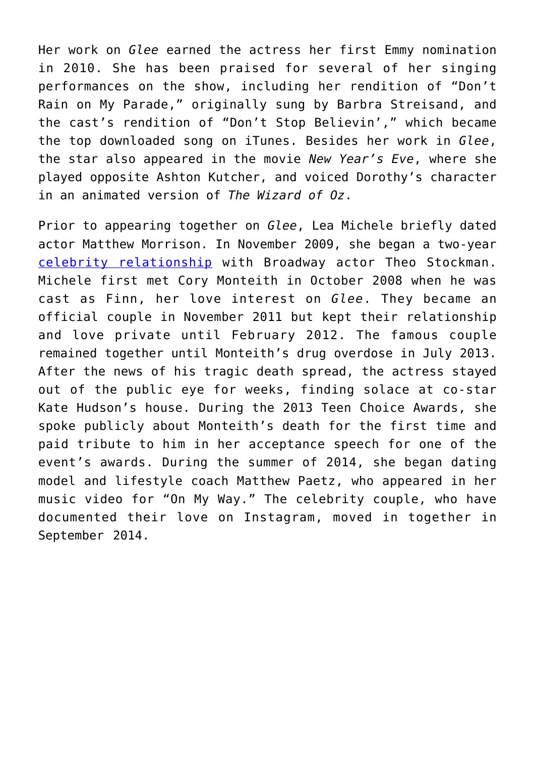Her work on *Glee* earned the actress her first Emmy nomination in 2010. She has been praised for several of her singing performances on the show, including her rendition of “Don’t Rain on My Parade,” originally sung by Barbra Streisand, and the cast’s rendition of “Don’t Stop Believin’,” which became the top downloaded song on iTunes. Besides her work in *Glee*, the star also appeared in the movie *New Year’s Eve*, where she played opposite Ashton Kutcher, and voiced Dorothy’s character in an animated version of *The Wizard of Oz*.

Prior to appearing together on *Glee*, Lea Michele briefly dated actor Matthew Morrison. In November 2009, she began a two-year [celebrity relationship] with Broadway actor Theo Stockman. Michele first met Cory Monteith in October 2008 when he was cast as Finn, her love interest on *Glee*. They became an official couple in November 2011 but kept their relationship and love private until February 2012. The famous couple remained together until Monteith’s drug overdose in July 2013. After the news of his tragic death spread, the actress stayed out of the public eye for weeks, finding solace at co-star Kate Hudson’s house. During the 2013 Teen Choice Awards, she spoke publicly about Monteith’s death for the first time and paid tribute to him in her acceptance speech for one of the event’s awards. During the summer of 2014, she began dating model and lifestyle coach Matthew Paetz, who appeared in her music video for “On My Way.” The celebrity couple, who have documented their love on Instagram, moved in together in September 2014.